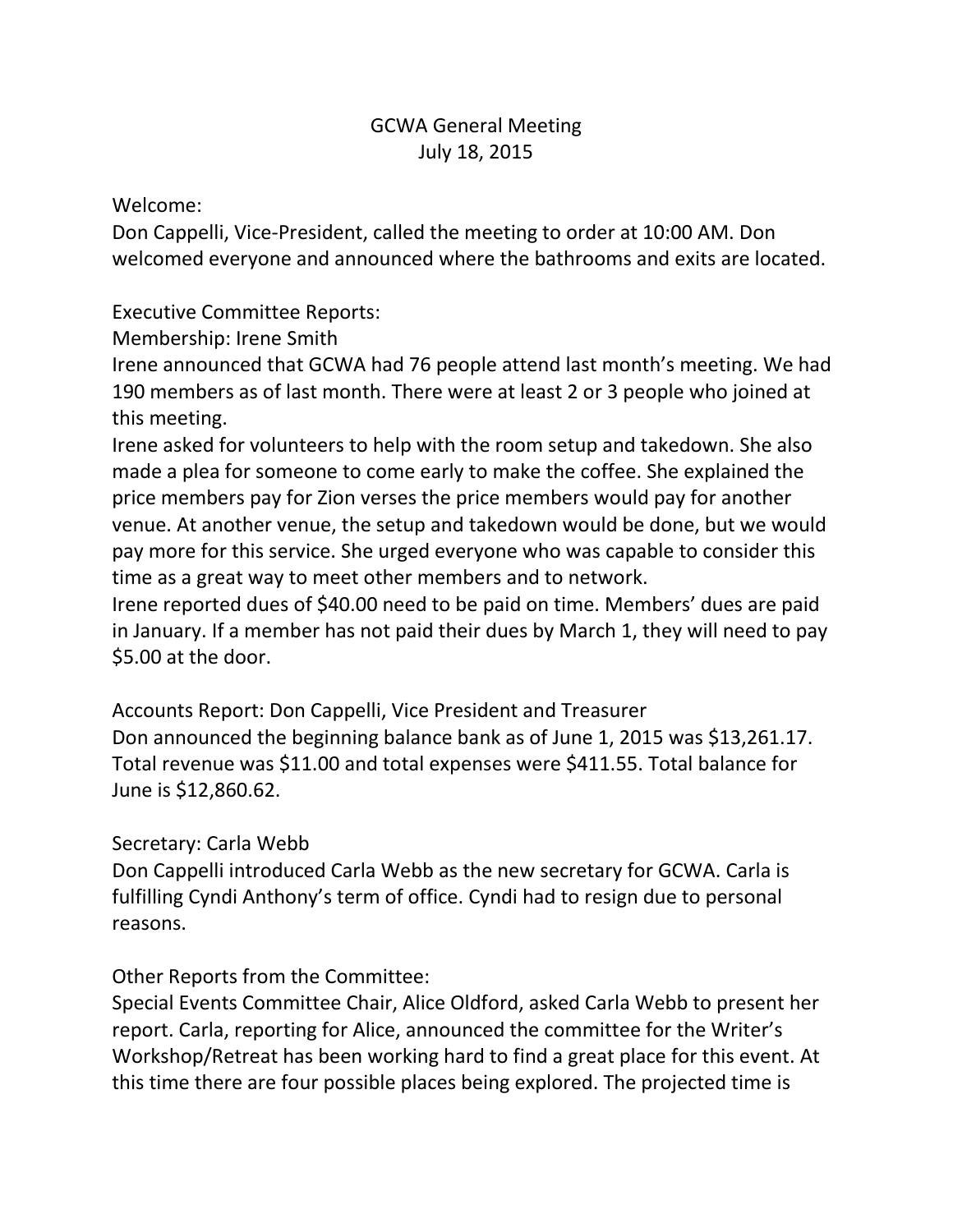# GCWA General Meeting
July 18, 2015

Welcome:
Don Cappelli, Vice-President, called the meeting to order at 10:00 AM. Don welcomed everyone and announced where the bathrooms and exits are located.

Executive Committee Reports:
Membership: Irene Smith
Irene announced that GCWA had 76 people attend last month's meeting. We had 190 members as of last month. There were at least 2 or 3 people who joined at this meeting.
Irene asked for volunteers to help with the room setup and takedown. She also made a plea for someone to come early to make the coffee. She explained the price members pay for Zion verses the price members would pay for another venue. At another venue, the setup and takedown would be done, but we would pay more for this service. She urged everyone who was capable to consider this time as a great way to meet other members and to network.
Irene reported dues of $40.00 need to be paid on time. Members' dues are paid in January. If a member has not paid their dues by March 1, they will need to pay $5.00 at the door.

Accounts Report: Don Cappelli, Vice President and Treasurer
Don announced the beginning balance bank as of June 1, 2015 was $13,261.17. Total revenue was $11.00 and total expenses were $411.55. Total balance for June is $12,860.62.

Secretary: Carla Webb
Don Cappelli introduced Carla Webb as the new secretary for GCWA. Carla is fulfilling Cyndi Anthony's term of office. Cyndi had to resign due to personal reasons.

Other Reports from the Committee:
Special Events Committee Chair, Alice Oldford, asked Carla Webb to present her report. Carla, reporting for Alice, announced the committee for the Writer's Workshop/Retreat has been working hard to find a great place for this event. At this time there are four possible places being explored. The projected time is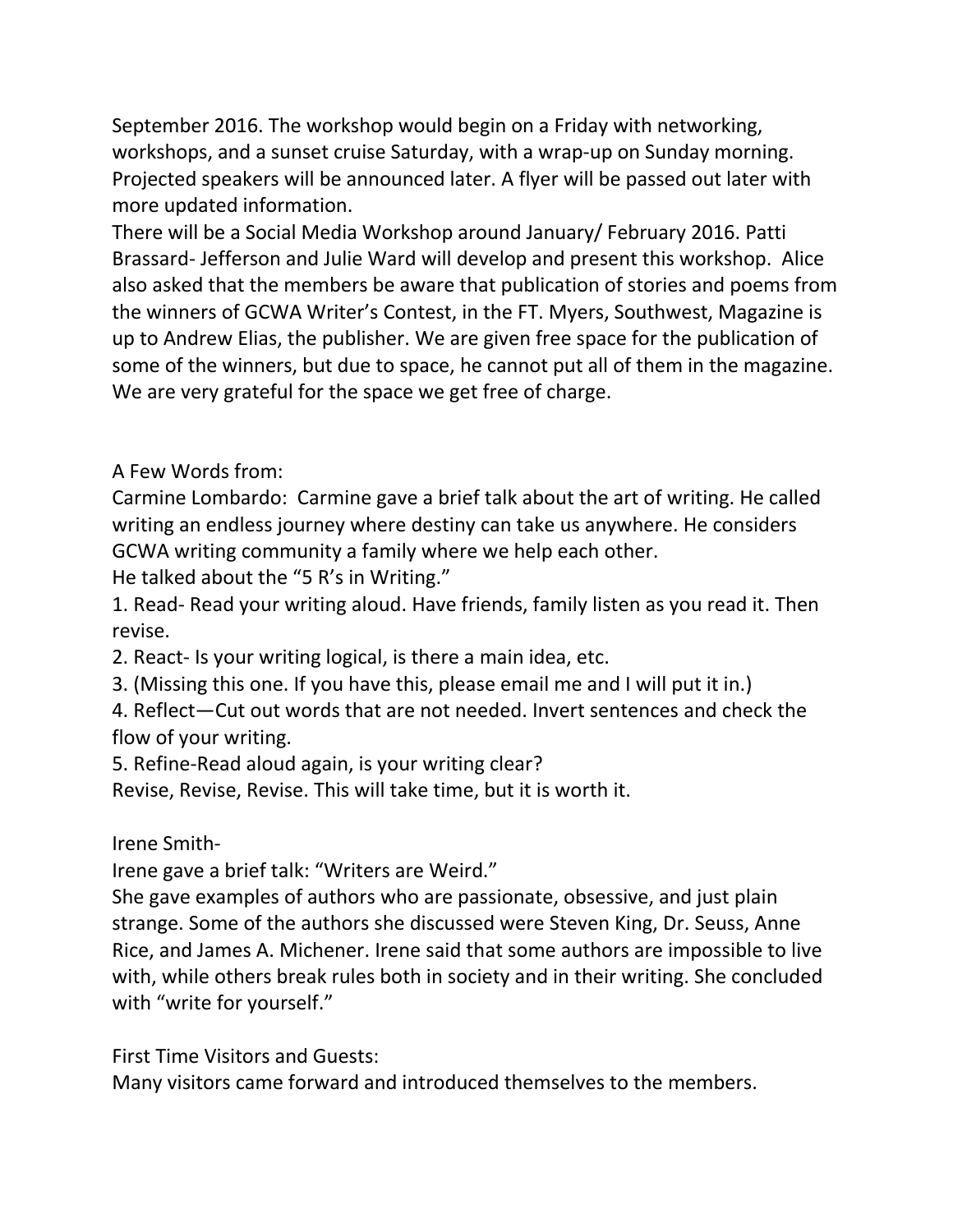September 2016. The workshop would begin on a Friday with networking, workshops, and a sunset cruise Saturday, with a wrap-up on Sunday morning. Projected speakers will be announced later. A flyer will be passed out later with more updated information.

There will be a Social Media Workshop around January/ February 2016. Patti Brassard- Jefferson and Julie Ward will develop and present this workshop. Alice also asked that the members be aware that publication of stories and poems from the winners of GCWA Writer's Contest, in the FT. Myers, Southwest, Magazine is up to Andrew Elias, the publisher. We are given free space for the publication of some of the winners, but due to space, he cannot put all of them in the magazine. We are very grateful for the space we get free of charge.

A Few Words from:

Carmine Lombardo: Carmine gave a brief talk about the art of writing. He called writing an endless journey where destiny can take us anywhere. He considers GCWA writing community a family where we help each other.

He talked about the "5 R's in Writing."

1. Read- Read your writing aloud. Have friends, family listen as you read it. Then revise.
2. React- Is your writing logical, is there a main idea, etc.
3. (Missing this one. If you have this, please email me and I will put it in.)
4. Reflect—Cut out words that are not needed. Invert sentences and check the flow of your writing.
5. Refine-Read aloud again, is your writing clear?

Revise, Revise, Revise. This will take time, but it is worth it.

Irene Smith-

Irene gave a brief talk: "Writers are Weird."

She gave examples of authors who are passionate, obsessive, and just plain strange. Some of the authors she discussed were Steven King, Dr. Seuss, Anne Rice, and James A. Michener. Irene said that some authors are impossible to live with, while others break rules both in society and in their writing. She concluded with "write for yourself."

First Time Visitors and Guests:

Many visitors came forward and introduced themselves to the members.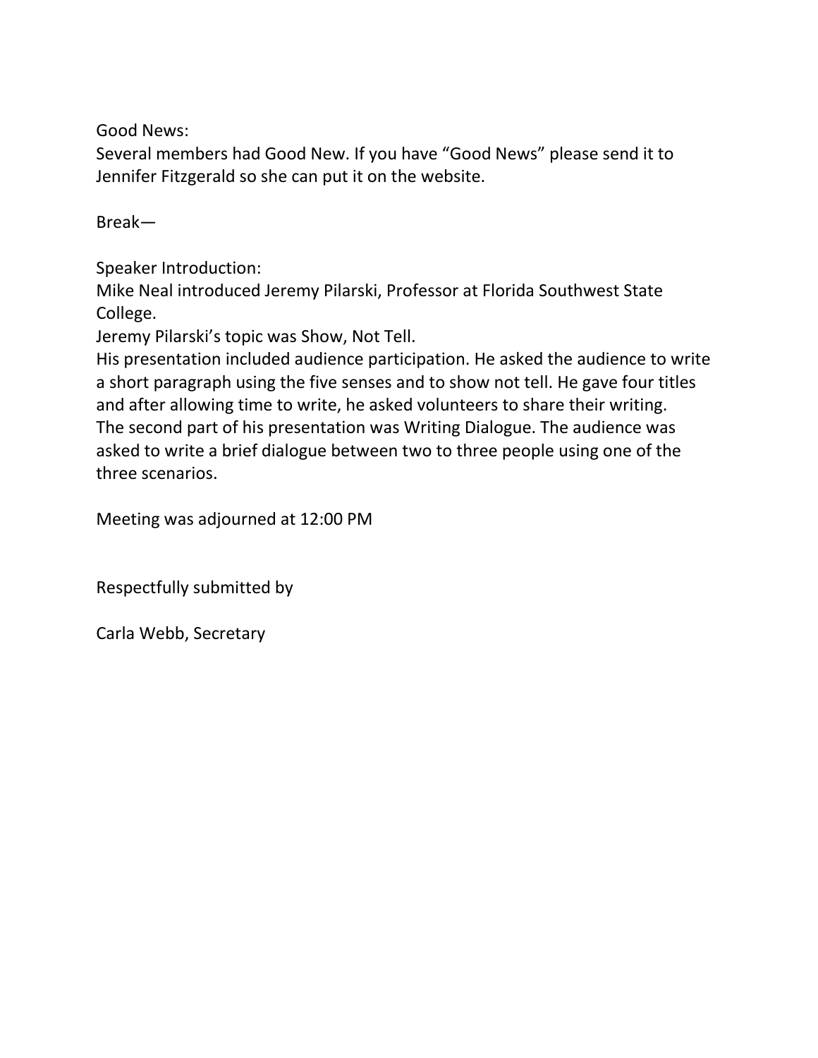Good News:
Several members had Good New. If you have “Good News” please send it to Jennifer Fitzgerald so she can put it on the website.

Break—

Speaker Introduction:
Mike Neal introduced Jeremy Pilarski, Professor at Florida Southwest State College.
Jeremy Pilarski’s topic was Show, Not Tell.
His presentation included audience participation. He asked the audience to write a short paragraph using the five senses and to show not tell. He gave four titles and after allowing time to write, he asked volunteers to share their writing.
The second part of his presentation was Writing Dialogue. The audience was asked to write a brief dialogue between two to three people using one of the three scenarios.

Meeting was adjourned at 12:00 PM

Respectfully submitted by

Carla Webb, Secretary